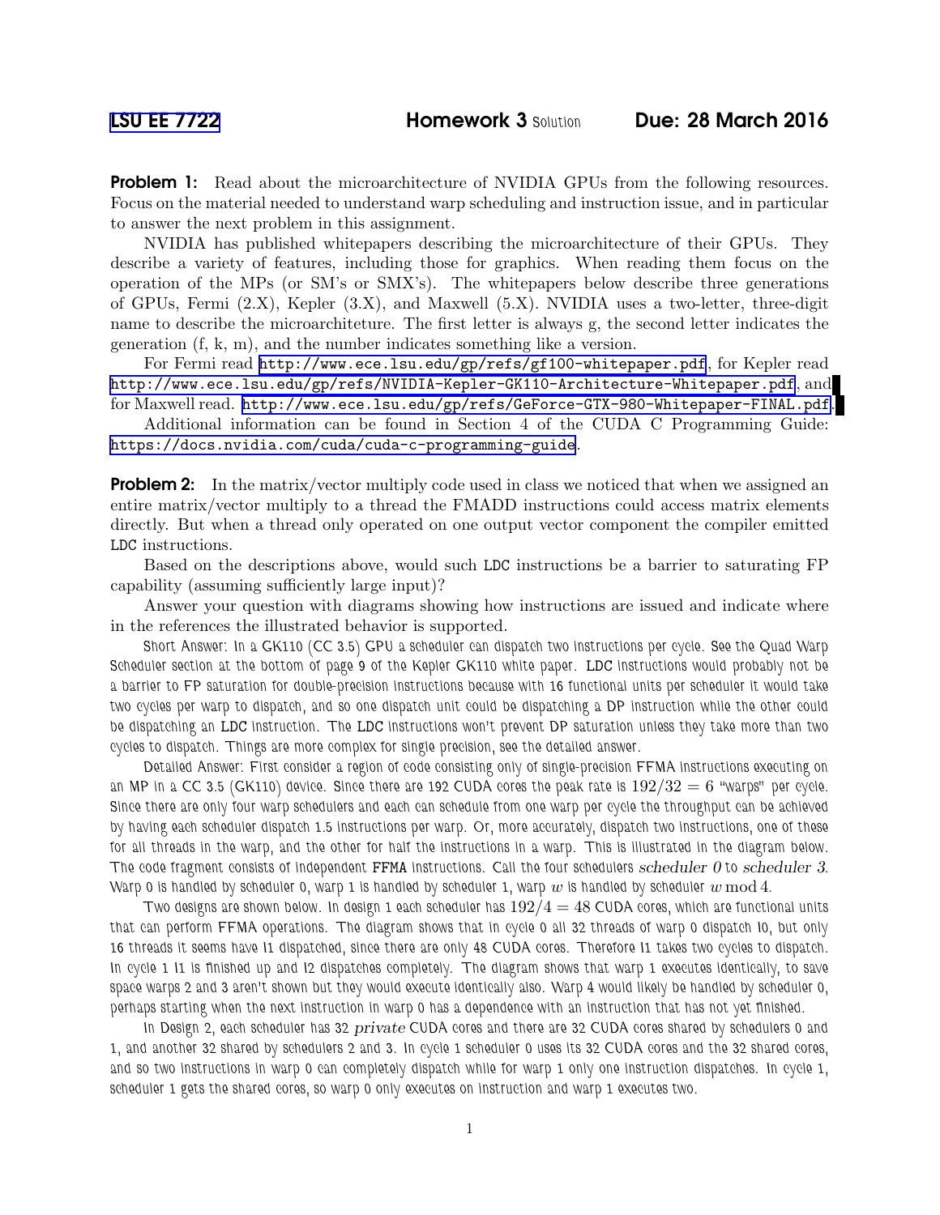**LSU EE 7722** **Homework 3** Solution **Due: 28 March 2016**

**Problem 1:** Read about the microarchitecture of NVIDIA GPUs from the following resources. Focus on the material needed to understand warp scheduling and instruction issue, and in particular to answer the next problem in this assignment.

NVIDIA has published whitepapers describing the microarchitecture of their GPUs. They describe a variety of features, including those for graphics. When reading them focus on the operation of the MPs (or SM's or SMX's). The whitepapers below describe three generations of GPUs, Fermi (2.X), Kepler (3.X), and Maxwell (5.X). NVIDIA uses a two-letter, three-digit name to describe the microarchiteture. The first letter is always g, the second letter indicates the generation (f, k, m), and the number indicates something like a version.

For Fermi read http://www.ece.lsu.edu/gp/refs/gf100-whitepaper.pdf, for Kepler read http://www.ece.lsu.edu/gp/refs/NVIDIA-Kepler-GK110-Architecture-Whitepaper.pdf, and for Maxwell read. http://www.ece.lsu.edu/gp/refs/GeForce-GTX-980-Whitepaper-FINAL.pdf.

Additional information can be found in Section 4 of the CUDA C Programming Guide: https://docs.nvidia.com/cuda/cuda-c-programming-guide.

**Problem 2:** In the matrix/vector multiply code used in class we noticed that when we assigned an entire matrix/vector multiply to a thread the FMADD instructions could access matrix elements directly. But when a thread only operated on one output vector component the compiler emitted LDC instructions.

Based on the descriptions above, would such LDC instructions be a barrier to saturating FP capability (assuming sufficiently large input)?

Answer your question with diagrams showing how instructions are issued and indicate where in the references the illustrated behavior is supported.

Short Answer: In a GK110 (CC 3.5) GPU a scheduler can dispatch two instructions per cycle. See the Quad Warp Scheduler section at the bottom of page 9 of the Kepler GK110 white paper. LDC instructions would probably not be a barrier to FP saturation for double-precision instructions because with 16 functional units per scheduler it would take two cycles per warp to dispatch, and so one dispatch unit could be dispatching a DP instruction while the other could be dispatching an LDC instruction. The LDC instructions won't prevent DP saturation unless they take more than two cycles to dispatch. Things are more complex for single precision, see the detailed answer.

Detailed Answer: First consider a region of code consisting only of single-precision FFMA instructions executing on an MP in a CC 3.5 (GK110) device. Since there are 192 CUDA cores the peak rate is $192/32 = 6$ "warps" per cycle. Since there are only four warp schedulers and each can schedule from one warp per cycle the throughput can be achieved by having each scheduler dispatch 1.5 instructions per warp. Or, more accurately, dispatch two instructions, one of these for all threads in the warp, and the other for half the instructions in a warp. This is illustrated in the diagram below. The code fragment consists of independent FFMA instructions. Call the four schedulers *scheduler 0* to *scheduler 3*. Warp 0 is handled by scheduler 0, warp 1 is handled by scheduler 1, warp $w$ is handled by scheduler $w \bmod 4$.

Two designs are shown below. In design 1 each scheduler has $192/4 = 48$ CUDA cores, which are functional units that can perform FFMA operations. The diagram shows that in cycle 0 all 32 threads of warp 0 dispatch I0, but only 16 threads it seems have I1 dispatched, since there are only 48 CUDA cores. Therefore I1 takes two cycles to dispatch. In cycle 1 I1 is finished up and I2 dispatches completely. The diagram shows that warp 1 executes identically, to save space warps 2 and 3 aren't shown but they would execute identically also. Warp 4 would likely be handled by scheduler 0, perhaps starting when the next instruction in warp 0 has a dependence with an instruction that has not yet finished.

In Design 2, each scheduler has 32 *private* CUDA cores and there are 32 CUDA cores shared by schedulers 0 and 1, and another 32 shared by schedulers 2 and 3. In cycle 1 scheduler 0 uses its 32 CUDA cores and the 32 shared cores, and so two instructions in warp 0 can completely dispatch while for warp 1 only one instruction dispatches. In cycle 1, scheduler 1 gets the shared cores, so warp 0 only executes on instruction and warp 1 executes two.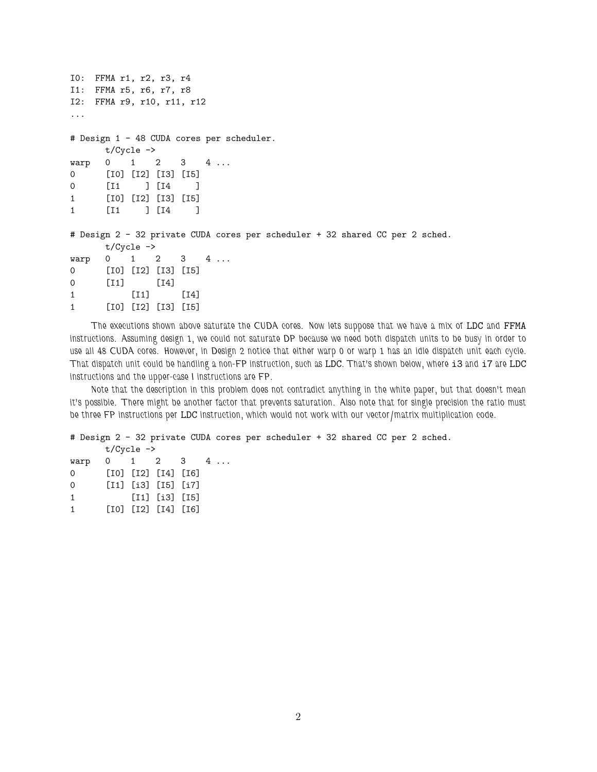```
I0:  FFMA r1, r2, r3, r4
I1:  FFMA r5, r6, r7, r8
I2:  FFMA r9, r10, r11, r12
...

# Design 1 - 48 CUDA cores per scheduler.
       t/Cycle ->
warp   0    1    2    3    4 ...
0      [I0] [I2] [I3] [I5]
0      [I1     ] [I4     ]
1      [I0] [I2] [I3] [I5]
1      [I1     ] [I4     ]

# Design 2 - 32 private CUDA cores per scheduler + 32 shared CC per 2 sched.
       t/Cycle ->
warp   0    1    2    3    4 ...
0      [I0] [I2] [I3] [I5]
0      [I1]      [I4]
1           [I1]      [I4]
1      [I0] [I2] [I3] [I5]
```

The executions shown above saturate the CUDA cores. Now lets suppose that we have a mix of LDC and FFMA instructions. Assuming design 1, we could not saturate DP because we need both dispatch units to be busy in order to use all 48 CUDA cores. However, in Design 2 notice that either warp 0 or warp 1 has an idle dispatch unit each cycle. That dispatch unit could be handling a non-FP instruction, such as LDC. That's shown below, where i3 and i7 are LDC instructions and the upper-case I instructions are FP.

Note that the description in this problem does not contradict anything in the white paper, but that doesn't mean it's possible. There might be another factor that prevents saturation. Also note that for single precision the ratio must be three FP instructions per LDC instruction, which would not work with our vector/matrix multiplication code.

```
# Design 2 - 32 private CUDA cores per scheduler + 32 shared CC per 2 sched.
       t/Cycle ->
warp   0    1    2    3    4 ...
0      [I0] [I2] [I4] [I6]
0      [I1] [i3] [I5] [i7]
1           [I1] [i3] [I5]
1      [I0] [I2] [I4] [I6]
```